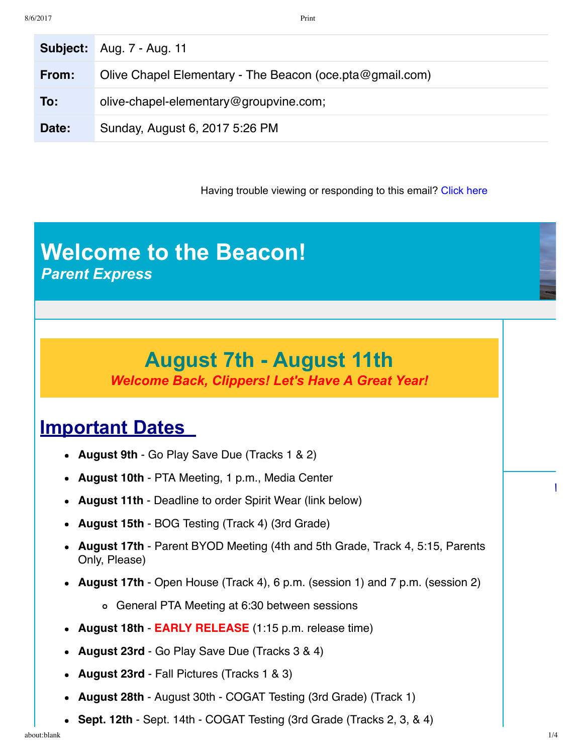| | |
|---|---|
| **Subject:** | Aug. 7 - Aug. 11 |
| **From:** | Olive Chapel Elementary - The Beacon (oce.pta@gmail.com) |
| **To:** | olive-chapel-elementary@groupvine.com; |
| **Date:** | Sunday, August 6, 2017 5:26 PM |

Having trouble viewing or responding to this email? Click here

# Welcome to the Beacon!

***Parent Express***

## August 7th - August 11th

***Welcome Back, Clippers! Let's Have A Great Year!***

## Important Dates

- **August 9th** - Go Play Save Due (Tracks 1 & 2)
- **August 10th** - PTA Meeting, 1 p.m., Media Center
- **August 11th** - Deadline to order Spirit Wear (link below)
- **August 15th** - BOG Testing (Track 4) (3rd Grade)
- **August 17th** - Parent BYOD Meeting (4th and 5th Grade, Track 4, 5:15, Parents Only, Please)
- **August 17th** - Open House (Track 4), 6 p.m. (session 1) and 7 p.m. (session 2)
  - General PTA Meeting at 6:30 between sessions
- **August 18th** - **EARLY RELEASE** (1:15 p.m. release time)
- **August 23rd** - Go Play Save Due (Tracks 3 & 4)
- **August 23rd** - Fall Pictures (Tracks 1 & 3)
- **August 28th** - August 30th - COGAT Testing (3rd Grade) (Track 1)
- **Sept. 12th** - Sept. 14th - COGAT Testing (3rd Grade (Tracks 2, 3, & 4)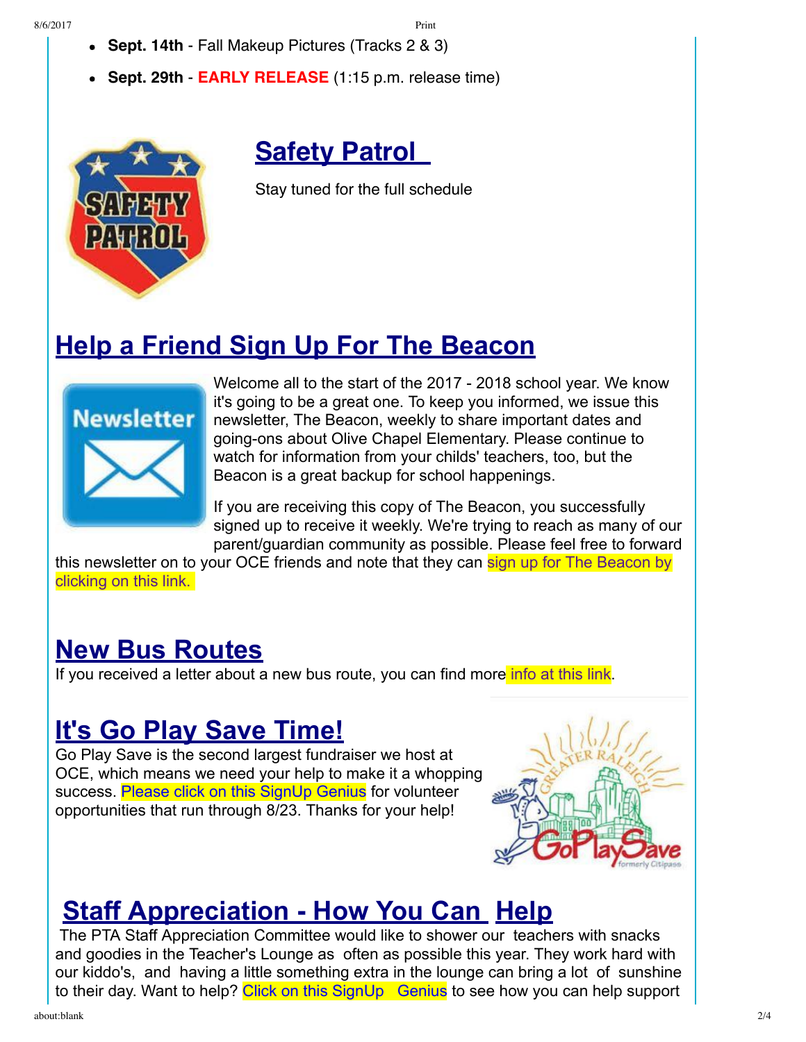- **Sept. 14th** - Fall Makeup Pictures (Tracks 2 & 3)
- **Sept. 29th** - **EARLY RELEASE** (1:15 p.m. release time)

## Safety Patrol

Stay tuned for the full schedule

## Help a Friend Sign Up For The Beacon

Welcome all to the start of the 2017 - 2018 school year. We know it's going to be a great one. To keep you informed, we issue this newsletter, The Beacon, weekly to share important dates and going-ons about Olive Chapel Elementary. Please continue to watch for information from your childs' teachers, too, but the Beacon is a great backup for school happenings.

If you are receiving this copy of The Beacon, you successfully signed up to receive it weekly. We're trying to reach as many of our parent/guardian community as possible. Please feel free to forward this newsletter on to your OCE friends and note that they can sign up for The Beacon by clicking on this link.

## New Bus Routes

If you received a letter about a new bus route, you can find more info at this link.

## It's Go Play Save Time!

Go Play Save is the second largest fundraiser we host at OCE, which means we need your help to make it a whopping success. Please click on this SignUp Genius for volunteer opportunities that run through 8/23. Thanks for your help!

## Staff Appreciation - How You Can Help

The PTA Staff Appreciation Committee would like to shower our teachers with snacks and goodies in the Teacher's Lounge as often as possible this year. They work hard with our kiddo's, and having a little something extra in the lounge can bring a lot of sunshine to their day. Want to help? Click on this SignUp Genius to see how you can help support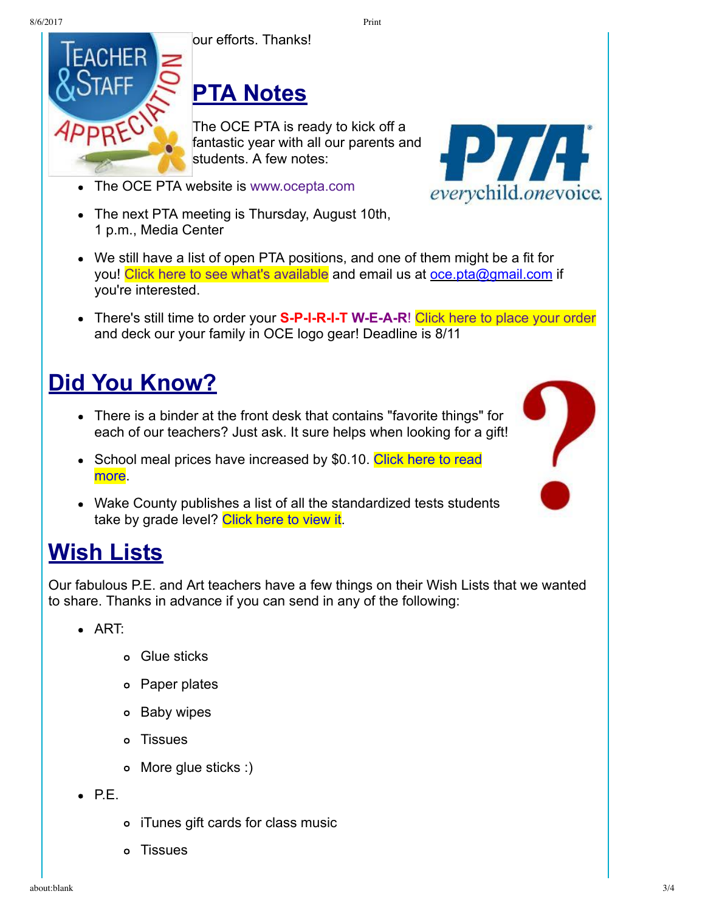our efforts. Thanks!

## PTA Notes

The OCE PTA is ready to kick off a fantastic year with all our parents and students. A few notes:

- The OCE PTA website is www.ocepta.com
- The next PTA meeting is Thursday, August 10th, 1 p.m., Media Center
- We still have a list of open PTA positions, and one of them might be a fit for you! Click here to see what's available and email us at oce.pta@gmail.com if you're interested.
- There's still time to order your **S-P-I-R-I-T W-E-A-R**! Click here to place your order and deck our your family in OCE logo gear! Deadline is 8/11

## Did You Know?

- There is a binder at the front desk that contains "favorite things" for each of our teachers? Just ask. It sure helps when looking for a gift!
- School meal prices have increased by $0.10. Click here to read more.
- Wake County publishes a list of all the standardized tests students take by grade level? Click here to view it.

## Wish Lists

Our fabulous P.E. and Art teachers have a few things on their Wish Lists that we wanted to share. Thanks in advance if you can send in any of the following:

- ART:
  - Glue sticks
  - Paper plates
  - Baby wipes
  - Tissues
  - More glue sticks :)
- P.E.
  - iTunes gift cards for class music
  - Tissues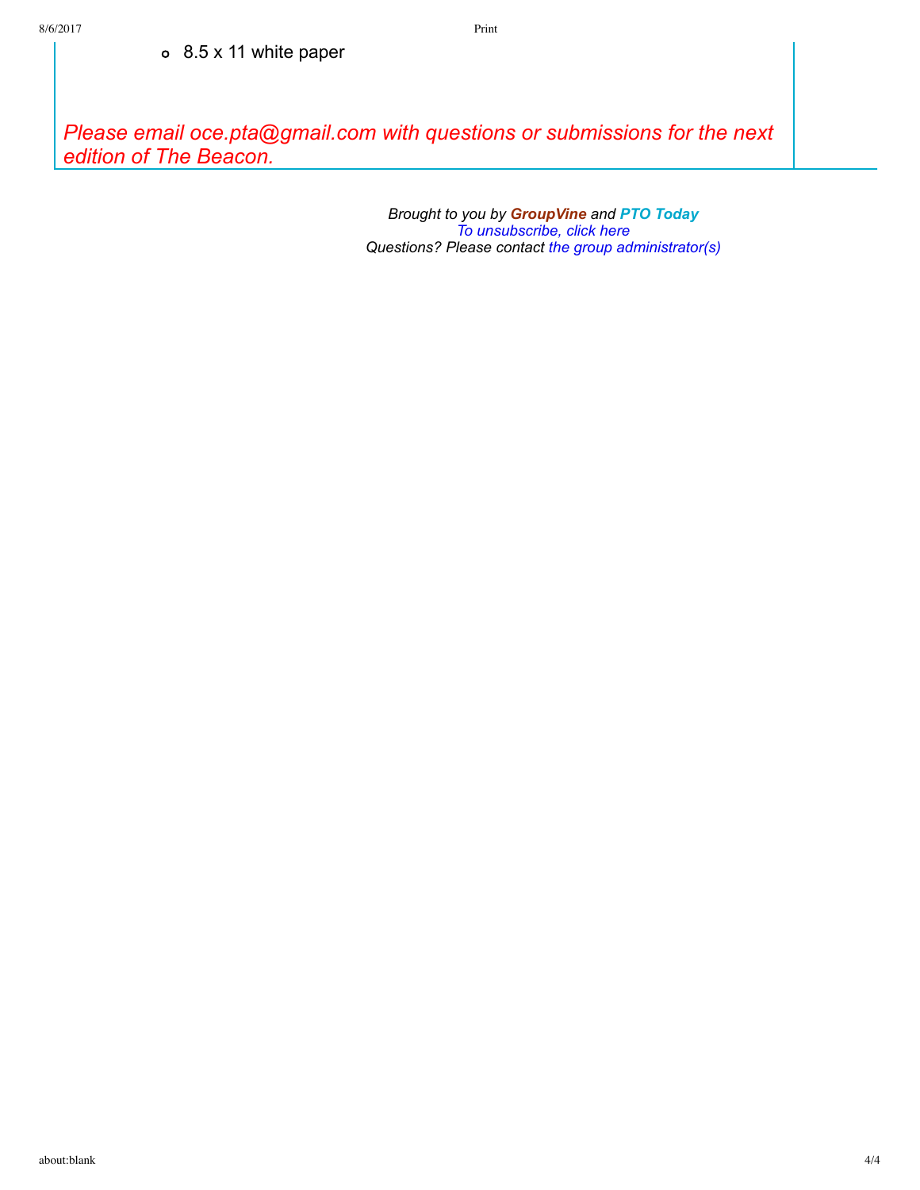- 8.5 x 11 white paper

*Please email oce.pta@gmail.com with questions or submissions for the next edition of The Beacon.*

*Brought to you by **GroupVine** and **PTO Today***
*To unsubscribe, click here*
*Questions? Please contact the group administrator(s)*